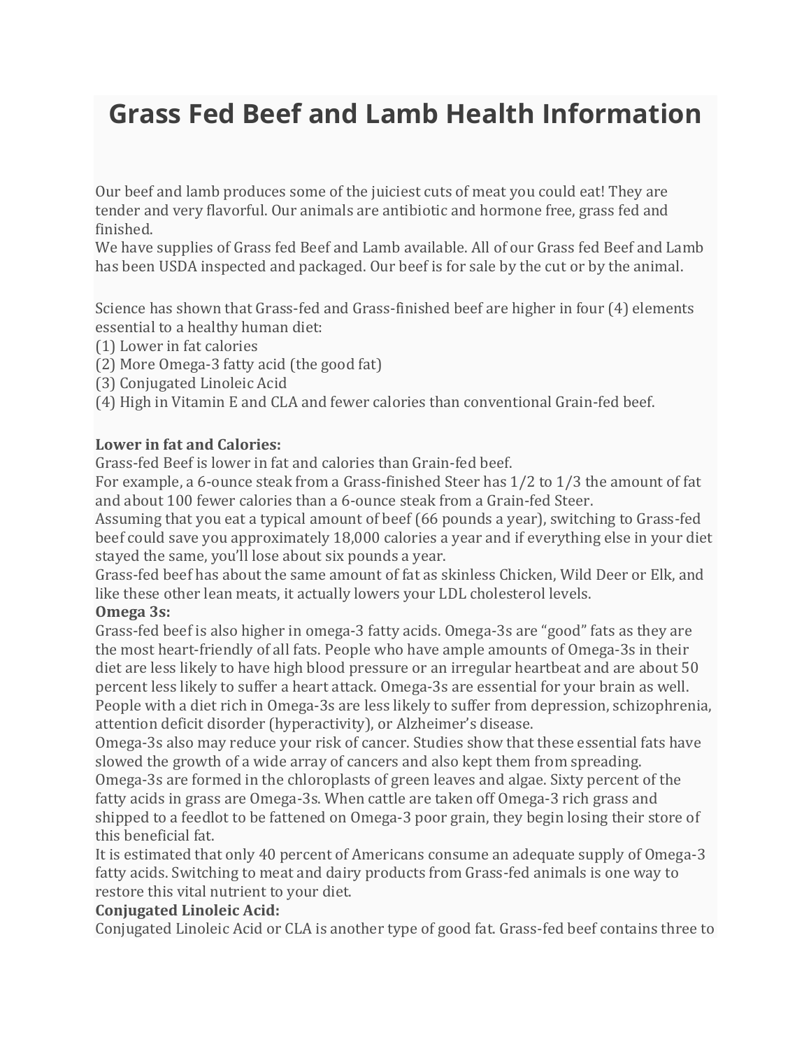# Grass Fed Beef and Lamb Health Information

Our beef and lamb produces some of the juiciest cuts of meat you could eat! They are tender and very flavorful. Our animals are antibiotic and hormone free, grass fed and finished.
We have supplies of Grass fed Beef and Lamb available. All of our Grass fed Beef and Lamb has been USDA inspected and packaged. Our beef is for sale by the cut or by the animal.

Science has shown that Grass-fed and Grass-finished beef are higher in four (4) elements essential to a healthy human diet:
(1) Lower in fat calories
(2) More Omega-3 fatty acid (the good fat)
(3) Conjugated Linoleic Acid
(4) High in Vitamin E and CLA and fewer calories than conventional Grain-fed beef.

**Lower in fat and Calories:**
Grass-fed Beef is lower in fat and calories than Grain-fed beef.
For example, a 6-ounce steak from a Grass-finished Steer has 1/2 to 1/3 the amount of fat and about 100 fewer calories than a 6-ounce steak from a Grain-fed Steer.
Assuming that you eat a typical amount of beef (66 pounds a year), switching to Grass-fed beef could save you approximately 18,000 calories a year and if everything else in your diet stayed the same, you'll lose about six pounds a year.
Grass-fed beef has about the same amount of fat as skinless Chicken, Wild Deer or Elk, and like these other lean meats, it actually lowers your LDL cholesterol levels.
**Omega 3s:**
Grass-fed beef is also higher in omega-3 fatty acids. Omega-3s are "good" fats as they are the most heart-friendly of all fats. People who have ample amounts of Omega-3s in their diet are less likely to have high blood pressure or an irregular heartbeat and are about 50 percent less likely to suffer a heart attack. Omega-3s are essential for your brain as well. People with a diet rich in Omega-3s are less likely to suffer from depression, schizophrenia, attention deficit disorder (hyperactivity), or Alzheimer's disease.
Omega-3s also may reduce your risk of cancer. Studies show that these essential fats have slowed the growth of a wide array of cancers and also kept them from spreading.
Omega-3s are formed in the chloroplasts of green leaves and algae. Sixty percent of the fatty acids in grass are Omega-3s. When cattle are taken off Omega-3 rich grass and shipped to a feedlot to be fattened on Omega-3 poor grain, they begin losing their store of this beneficial fat.
It is estimated that only 40 percent of Americans consume an adequate supply of Omega-3 fatty acids. Switching to meat and dairy products from Grass-fed animals is one way to restore this vital nutrient to your diet.
**Conjugated Linoleic Acid:**
Conjugated Linoleic Acid or CLA is another type of good fat. Grass-fed beef contains three to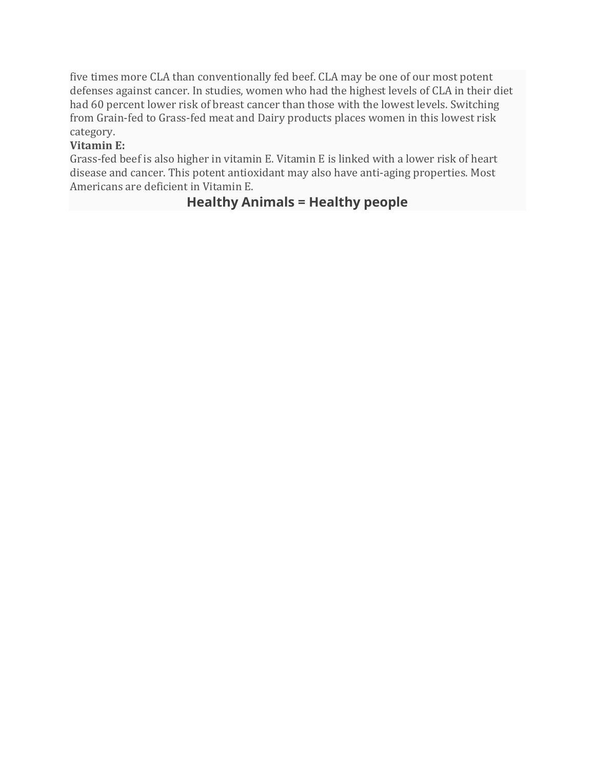five times more CLA than conventionally fed beef. CLA may be one of our most potent defenses against cancer. In studies, women who had the highest levels of CLA in their diet had 60 percent lower risk of breast cancer than those with the lowest levels. Switching from Grain-fed to Grass-fed meat and Dairy products places women in this lowest risk category.

**Vitamin E:**

Grass-fed beef is also higher in vitamin E. Vitamin E is linked with a lower risk of heart disease and cancer. This potent antioxidant may also have anti-aging properties. Most Americans are deficient in Vitamin E.

## Healthy Animals = Healthy people